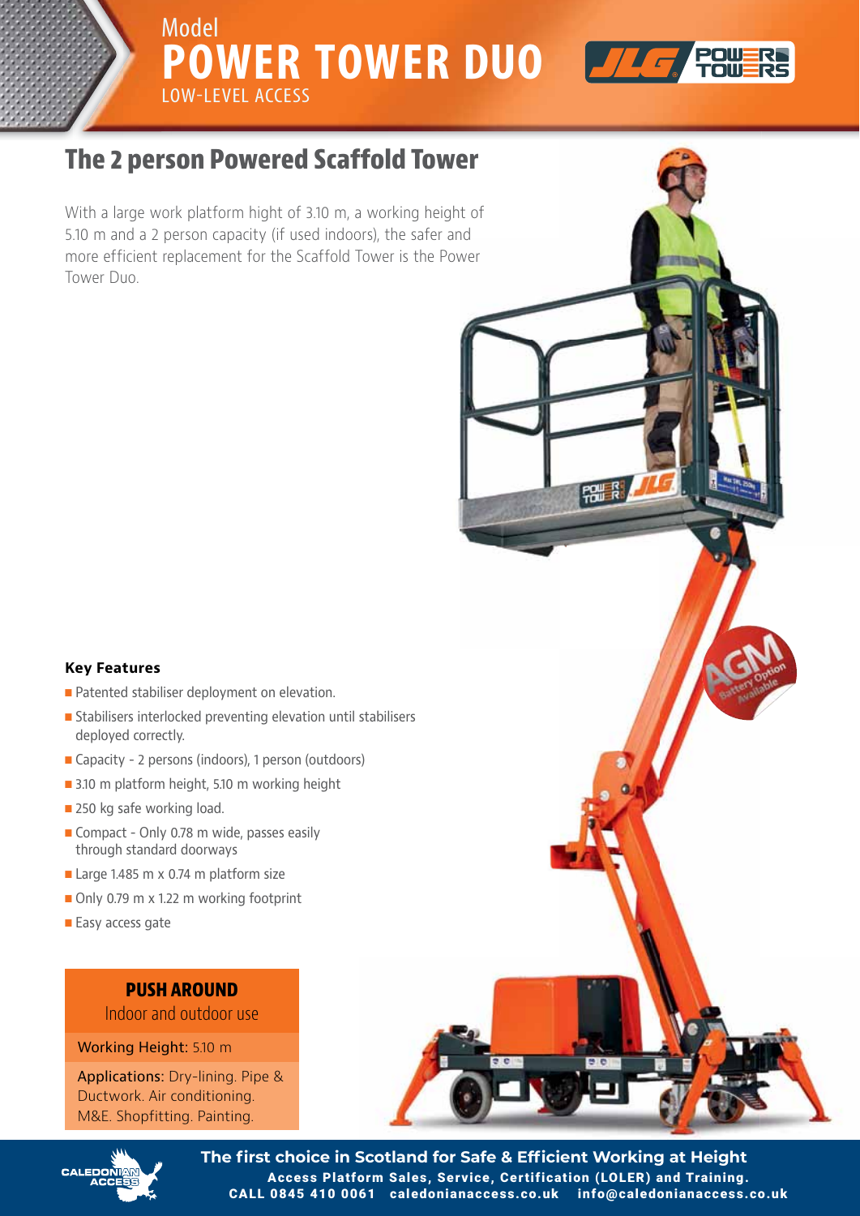Model

# POWER TOWER DUO

LOW-LEVEL ACCESS

## The 2 person Powered Scaffold Tower

With a large work platform hight of 3.10 m, a working height of 5.10 m and a 2 person capacity (if used indoors), the safer and more efficient replacement for the Scaffold Tower is the Power Tower Duo.

AGM Battery Option Available

### Key Features

- Patented stabiliser deployment on elevation.
- Stabilisers interlocked preventing elevation until stabilisers deployed correctly.
- Capacity - 2 persons (indoors), 1 person (outdoors)
- 3.10 m platform height, 5.10 m working height
- 250 kg safe working load.
- Compact - Only 0.78 m wide, passes easily through standard doorways
- Large 1.485 m x 0.74 m platform size
- Only 0.79 m x 1.22 m working footprint
- Easy access gate

**PUSH AROUND**

Indoor and outdoor use

Working Height: 5.10 m

Applications: Dry-lining. Pipe & Ductwork. Air conditioning. M&E. Shopfitting. Painting.

**The first choice in Scotland for Safe & Efficient Working at Height**

**Access Platform Sales, Service, Certification (LOLER) and Training.**

**CALL 0845 410 0061 caledonianaccess.co.uk info@caledonianaccess.co.uk**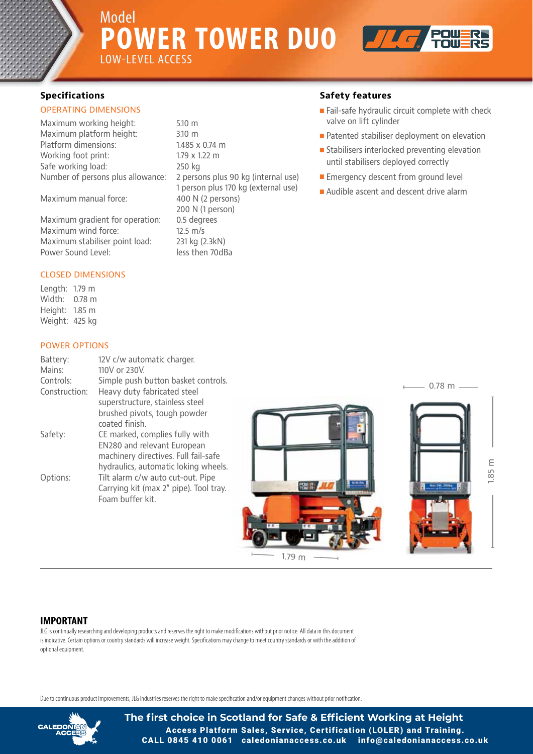Model

# POWER TOWER DUO

LOW-LEVEL ACCESS

## Specifications

### OPERATING DIMENSIONS

| | |
|---|---|
| Maximum working height: | 5.10 m |
| Maximum platform height: | 3.10 m |
| Platform dimensions: | 1.485 x 0.74 m |
| Working foot print: | 1.79 x 1.22 m |
| Safe working load: | 250 kg |
| Number of persons plus allowance: | 2 persons plus 90 kg (internal use)<br>1 person plus 170 kg (external use) |
| Maximum manual force: | 400 N (2 persons)<br>200 N (1 person) |
| Maximum gradient for operation: | 0.5 degrees |
| Maximum wind force: | 12.5 m/s |
| Maximum stabiliser point load: | 231 kg (2.3kN) |
| Power Sound Level: | less then 70dBa |

### CLOSED DIMENSIONS

| | |
|---|---|
| Length: | 1.79 m |
| Width: | 0.78 m |
| Height: | 1.85 m |
| Weight: | 425 kg |

### POWER OPTIONS

| | |
|---|---|
| Battery: | 12V c/w automatic charger. |
| Mains: | 110V or 230V. |
| Controls: | Simple push button basket controls. |
| Construction: | Heavy duty fabricated steel superstructure, stainless steel brushed pivots, tough powder coated finish. |
| Safety: | CE marked, complies fully with EN280 and relevant European machinery directives. Full fail-safe hydraulics, automatic loking wheels. |
| Options: | Tilt alarm c/w auto cut-out. Pipe Carrying kit (max 2" pipe). Tool tray. Foam buffer kit. |

## Safety features

- Fail-safe hydraulic circuit complete with check valve on lift cylinder
- Patented stabiliser deployment on elevation
- Stabilisers interlocked preventing elevation until stabilisers deployed correctly
- Emergency descent from ground level
- Audible ascent and descent drive alarm

0.78 m

1.85 m

1.79 m

## IMPORTANT

JLG is continually researching and developing products and reserves the right to make modifications without prior notice. All data in this document is indicative. Certain options or country standards will increase weight. Specifications may change to meet country standards or with the addition of optional equipment.

Due to continuous product improvements, JLG Industries reserves the right to make specification and/or equipment changes without prior notification.

**The first choice in Scotland for Safe & Efficient Working at Height**

**Access Platform Sales, Service, Certification (LOLER) and Training.**

**CALL 0845 410 0061 caledonianaccess.co.uk info@caledonianaccess.co.uk**